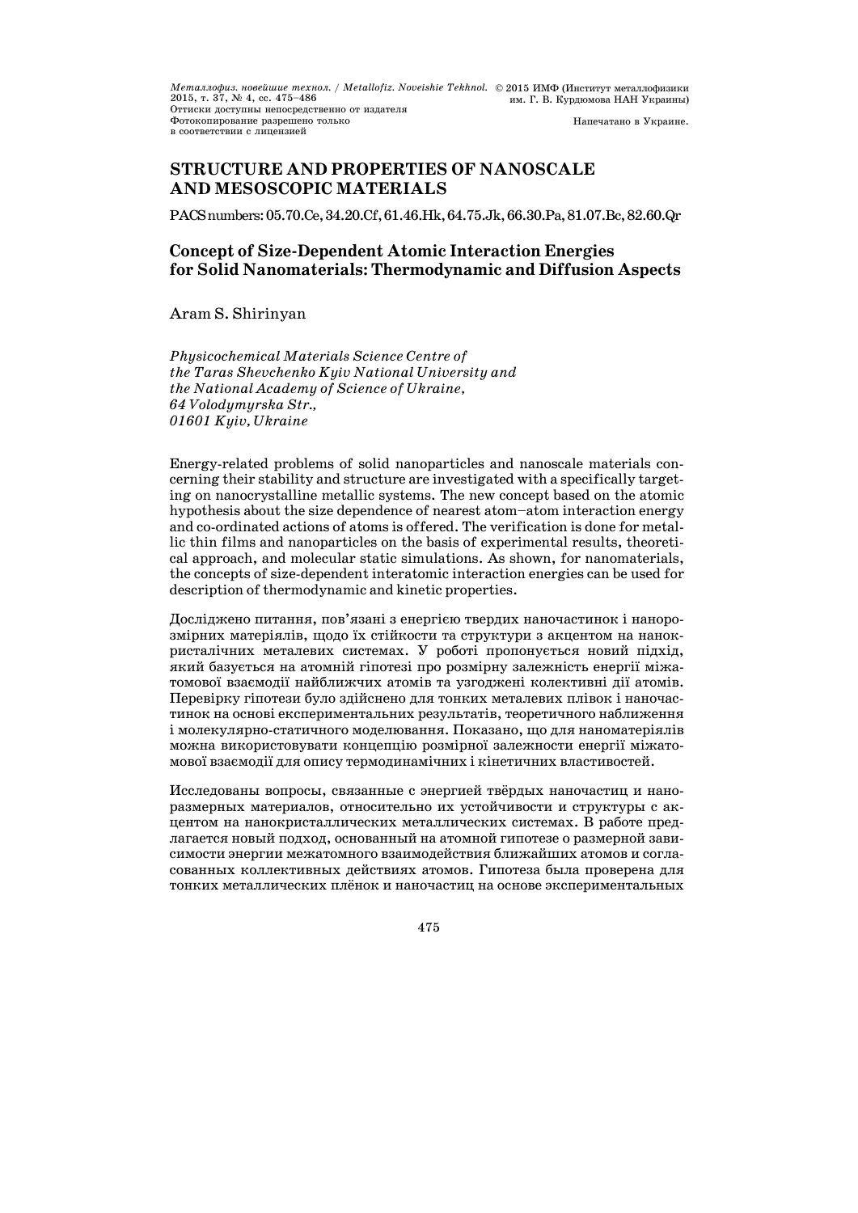## STRUCTURE AND PROPERTIES OF NANOSCALE AND MESOSCOPIC MATERIALS

PACS numbers: 05.70.Ce, 34.20.Cf, 61.46.Hk, 64.75.Jk, 66.30.Pa, 81.07.Bc, 82.60.Qr

# Concept of Size-Dependent Atomic Interaction Energies for Solid Nanomaterials: Thermodynamic and Diffusion Aspects

Aram S. Shirinyan

*Physicochemical Materials Science Centre of the Taras Shevchenko Kyiv National University and the National Academy of Science of Ukraine, 64 Volodymyrska Str., 01601 Kyiv, Ukraine*

Energy-related problems of solid nanoparticles and nanoscale materials concerning their stability and structure are investigated with a specifically targeting on nanocrystalline metallic systems. The new concept based on the atomic hypothesis about the size dependence of nearest atom–atom interaction energy and co-ordinated actions of atoms is offered. The verification is done for metallic thin films and nanoparticles on the basis of experimental results, theoretical approach, and molecular static simulations. As shown, for nanomaterials, the concepts of size-dependent interatomic interaction energies can be used for description of thermodynamic and kinetic properties.

Досліджено питання, пов'язані з енергією твердих наночастинок і нанорозмірних матеріялів, щодо їх стійкости та структури з акцентом на нанокристалічних металевих системах. У роботі пропонується новий підхід, який базується на атомній гіпотезі про розмірну залежність енергії міжатомової взаємодії найближчих атомів та узгоджені колективні дії атомів. Перевірку гіпотези було здійснено для тонких металевих плівок і наночастинок на основі експериментальних результатів, теоретичного наближення і молекулярно-статичного моделювання. Показано, що для наноматеріялів можна використовувати концепцію розмірної залежности енергії міжатомової взаємодії для опису термодинамічних і кінетичних властивостей.

Исследованы вопросы, связанные с энергией твёрдых наночастиц и наноразмерных материалов, относительно их устойчивости и структуры с акцентом на нанокристаллических металлических системах. В работе предлагается новый подход, основанный на атомной гипотезе о размерной зависимости энергии межатомного взаимодействия ближайших атомов и согласованных коллективных действиях атомов. Гипотеза была проверена для тонких металлических плёнок и наночастиц на основе экспериментальных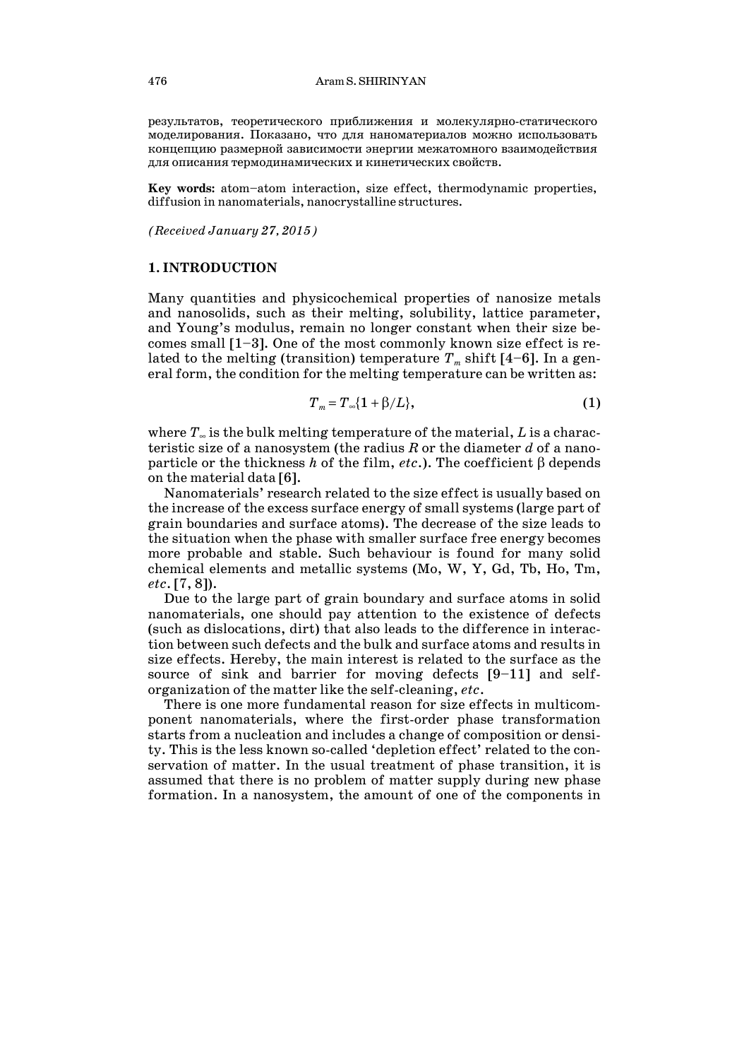результатов, теоретического приближения и молекулярно-статического моделирования. Показано, что для наноматериалов можно использовать концепцию размерной зависимости энергии межатомного взаимодействия для описания термодинамических и кинетических свойств.

**Key words:** atom–atom interaction, size effect, thermodynamic properties, diffusion in nanomaterials, nanocrystalline structures.

*(Received January 27, 2015)*

## 1. INTRODUCTION

Many quantities and physicochemical properties of nanosize metals and nanosolids, such as their melting, solubility, lattice parameter, and Young's modulus, remain no longer constant when their size becomes small [1–3]. One of the most commonly known size effect is related to the melting (transition) temperature $T_m$ shift [4–6]. In a general form, the condition for the melting temperature can be written as:

$$T_m = T_\infty\{1 + \beta/L\}, \tag{1}$$

where $T_\infty$ is the bulk melting temperature of the material, $L$ is a characteristic size of a nanosystem (the radius $R$ or the diameter $d$ of a nanoparticle or the thickness $h$ of the film, *etc*.). The coefficient $\beta$ depends on the material data [6].

Nanomaterials' research related to the size effect is usually based on the increase of the excess surface energy of small systems (large part of grain boundaries and surface atoms). The decrease of the size leads to the situation when the phase with smaller surface free energy becomes more probable and stable. Such behaviour is found for many solid chemical elements and metallic systems (Mo, W, Y, Gd, Tb, Ho, Tm, *etc*. [7, 8]).

Due to the large part of grain boundary and surface atoms in solid nanomaterials, one should pay attention to the existence of defects (such as dislocations, dirt) that also leads to the difference in interaction between such defects and the bulk and surface atoms and results in size effects. Hereby, the main interest is related to the surface as the source of sink and barrier for moving defects [9–11] and self-organization of the matter like the self-cleaning, *etc*.

There is one more fundamental reason for size effects in multicomponent nanomaterials, where the first-order phase transformation starts from a nucleation and includes a change of composition or density. This is the less known so-called 'depletion effect' related to the conservation of matter. In the usual treatment of phase transition, it is assumed that there is no problem of matter supply during new phase formation. In a nanosystem, the amount of one of the components in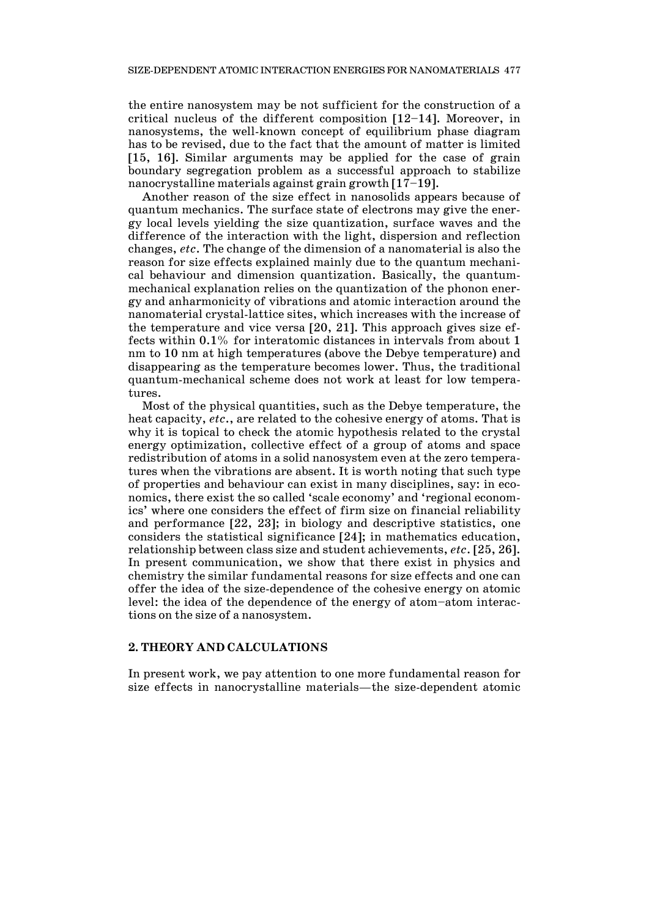the entire nanosystem may be not sufficient for the construction of a critical nucleus of the different composition [12–14]. Moreover, in nanosystems, the well-known concept of equilibrium phase diagram has to be revised, due to the fact that the amount of matter is limited [15, 16]. Similar arguments may be applied for the case of grain boundary segregation problem as a successful approach to stabilize nanocrystalline materials against grain growth [17–19].

Another reason of the size effect in nanosolids appears because of quantum mechanics. The surface state of electrons may give the energy local levels yielding the size quantization, surface waves and the difference of the interaction with the light, dispersion and reflection changes, *etc*. The change of the dimension of a nanomaterial is also the reason for size effects explained mainly due to the quantum mechanical behaviour and dimension quantization. Basically, the quantum-mechanical explanation relies on the quantization of the phonon energy and anharmonicity of vibrations and atomic interaction around the nanomaterial crystal-lattice sites, which increases with the increase of the temperature and vice versa [20, 21]. This approach gives size effects within 0.1% for interatomic distances in intervals from about 1 nm to 10 nm at high temperatures (above the Debye temperature) and disappearing as the temperature becomes lower. Thus, the traditional quantum-mechanical scheme does not work at least for low temperatures.

Most of the physical quantities, such as the Debye temperature, the heat capacity, *etc*., are related to the cohesive energy of atoms. That is why it is topical to check the atomic hypothesis related to the crystal energy optimization, collective effect of a group of atoms and space redistribution of atoms in a solid nanosystem even at the zero temperatures when the vibrations are absent. It is worth noting that such type of properties and behaviour can exist in many disciplines, say: in economics, there exist the so called 'scale economy' and 'regional economics' where one considers the effect of firm size on financial reliability and performance [22, 23]; in biology and descriptive statistics, one considers the statistical significance [24]; in mathematics education, relationship between class size and student achievements, *etc*. [25, 26]. In present communication, we show that there exist in physics and chemistry the similar fundamental reasons for size effects and one can offer the idea of the size-dependence of the cohesive energy on atomic level: the idea of the dependence of the energy of atom–atom interactions on the size of a nanosystem.

## 2. THEORY AND CALCULATIONS

In present work, we pay attention to one more fundamental reason for size effects in nanocrystalline materials—the size-dependent atomic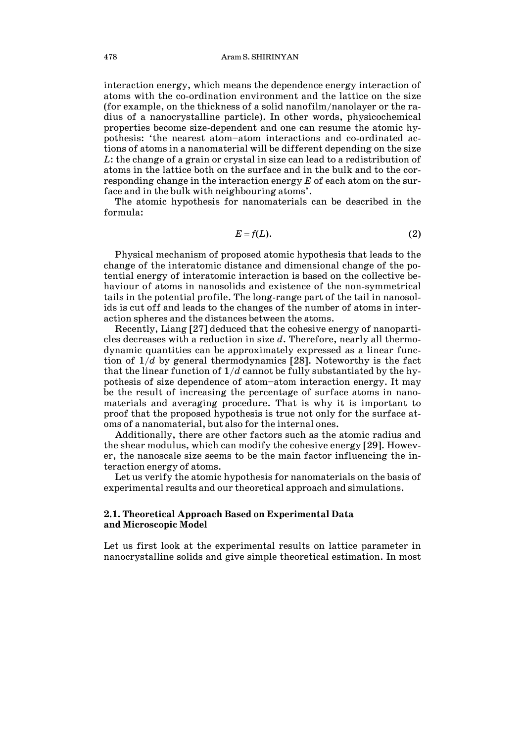interaction energy, which means the dependence energy interaction of atoms with the co-ordination environment and the lattice on the size (for example, on the thickness of a solid nanofilm/nanolayer or the radius of a nanocrystalline particle). In other words, physicochemical properties become size-dependent and one can resume the atomic hypothesis: 'the nearest atom–atom interactions and co-ordinated actions of atoms in a nanomaterial will be different depending on the size $L$: the change of a grain or crystal in size can lead to a redistribution of atoms in the lattice both on the surface and in the bulk and to the corresponding change in the interaction energy $E$ of each atom on the surface and in the bulk with neighbouring atoms'.

The atomic hypothesis for nanomaterials can be described in the formula:

$$E = f(L). \tag{2}$$

Physical mechanism of proposed atomic hypothesis that leads to the change of the interatomic distance and dimensional change of the potential energy of interatomic interaction is based on the collective behaviour of atoms in nanosolids and existence of the non-symmetrical tails in the potential profile. The long-range part of the tail in nanosolids is cut off and leads to the changes of the number of atoms in interaction spheres and the distances between the atoms.

Recently, Liang [27] deduced that the cohesive energy of nanoparticles decreases with a reduction in size $d$. Therefore, nearly all thermodynamic quantities can be approximately expressed as a linear function of $1/d$ by general thermodynamics [28]. Noteworthy is the fact that the linear function of $1/d$ cannot be fully substantiated by the hypothesis of size dependence of atom–atom interaction energy. It may be the result of increasing the percentage of surface atoms in nanomaterials and averaging procedure. That is why it is important to proof that the proposed hypothesis is true not only for the surface atoms of a nanomaterial, but also for the internal ones.

Additionally, there are other factors such as the atomic radius and the shear modulus, which can modify the cohesive energy [29]. However, the nanoscale size seems to be the main factor influencing the interaction energy of atoms.

Let us verify the atomic hypothesis for nanomaterials on the basis of experimental results and our theoretical approach and simulations.

### 2.1. Theoretical Approach Based on Experimental Data and Microscopic Model

Let us first look at the experimental results on lattice parameter in nanocrystalline solids and give simple theoretical estimation. In most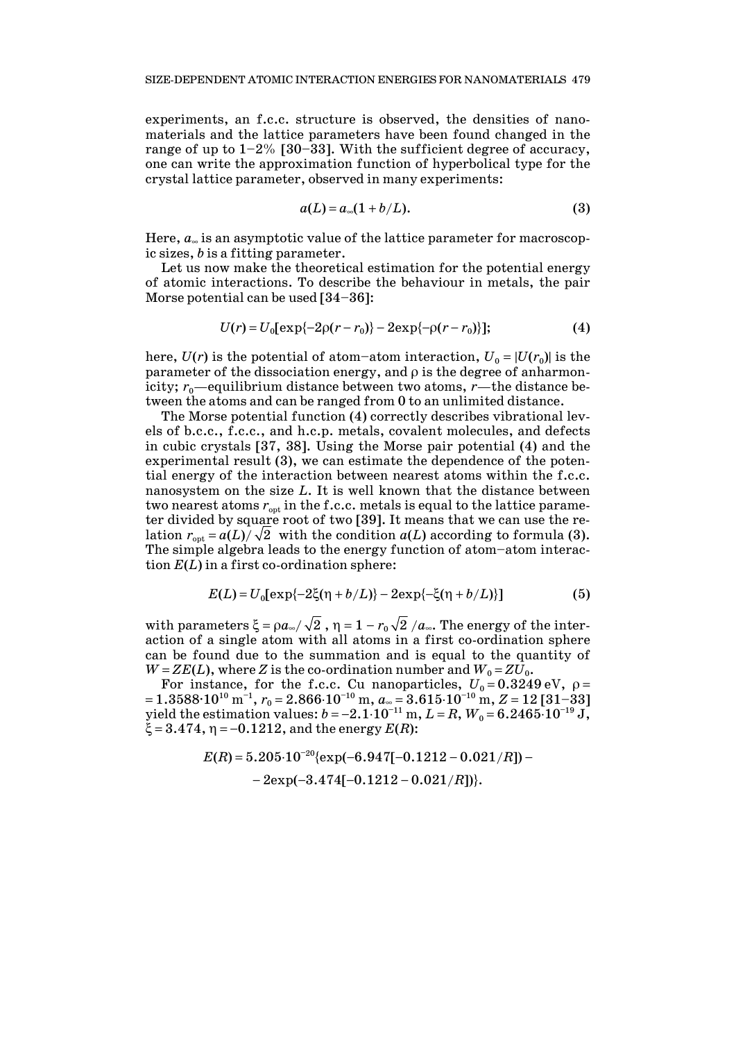experiments, an f.c.c. structure is observed, the densities of nanomaterials and the lattice parameters have been found changed in the range of up to 1–2% [30–33]. With the sufficient degree of accuracy, one can write the approximation function of hyperbolical type for the crystal lattice parameter, observed in many experiments:

$$a(L) = a_\infty(1 + b/L). \tag{3}$$

Here, $a_\infty$ is an asymptotic value of the lattice parameter for macroscopic sizes, $b$ is a fitting parameter.

Let us now make the theoretical estimation for the potential energy of atomic interactions. To describe the behaviour in metals, the pair Morse potential can be used [34–36]:

$$U(r) = U_0[\exp\{-2\rho(r - r_0)\} - 2\exp\{-\rho(r - r_0)\}]; \tag{4}$$

here, $U(r)$ is the potential of atom–atom interaction, $U_0 = |U(r_0)|$ is the parameter of the dissociation energy, and $\rho$ is the degree of anharmonicity; $r_0$—equilibrium distance between two atoms, $r$—the distance between the atoms and can be ranged from 0 to an unlimited distance.

The Morse potential function (4) correctly describes vibrational levels of b.c.c., f.c.c., and h.c.p. metals, covalent molecules, and defects in cubic crystals [37, 38]. Using the Morse pair potential (4) and the experimental result (3), we can estimate the dependence of the potential energy of the interaction between nearest atoms within the f.c.c. nanosystem on the size $L$. It is well known that the distance between two nearest atoms $r_{\text{opt}}$ in the f.c.c. metals is equal to the lattice parameter divided by square root of two [39]. It means that we can use the relation $r_{\text{opt}} = a(L)/\sqrt{2}$ with the condition $a(L)$ according to formula (3). The simple algebra leads to the energy function of atom–atom interaction $E(L)$ in a first co-ordination sphere:

$$E(L) = U_0[\exp\{-2\xi(\eta + b/L)\} - 2\exp\{-\xi(\eta + b/L)\}] \tag{5}$$

with parameters $\xi = \rho a_\infty/\sqrt{2}$, $\eta = 1 - r_0\sqrt{2}/a_\infty$. The energy of the interaction of a single atom with all atoms in a first co-ordination sphere can be found due to the summation and is equal to the quantity of $W = ZE(L)$, where $Z$ is the co-ordination number and $W_0 = ZU_0$.

For instance, for the f.c.c. Cu nanoparticles, $U_0 = 0.3249$ eV, $\rho = 1.3588 \cdot 10^{10}$ m$^{-1}$, $r_0 = 2.866 \cdot 10^{-10}$ m, $a_\infty = 3.615 \cdot 10^{-10}$ m, $Z = 12$ [31–33] yield the estimation values: $b = -2.1 \cdot 10^{-11}$ m, $L = R$, $W_0 = 6.2465 \cdot 10^{-19}$ J, $\xi = 3.474$, $\eta = -0.1212$, and the energy $E(R)$:

$$E(R) = 5.205 \cdot 10^{-20}\{\exp(-6.947[-0.1212 - 0.021/R]) - 2\exp(-3.474[-0.1212 - 0.021/R])\}.$$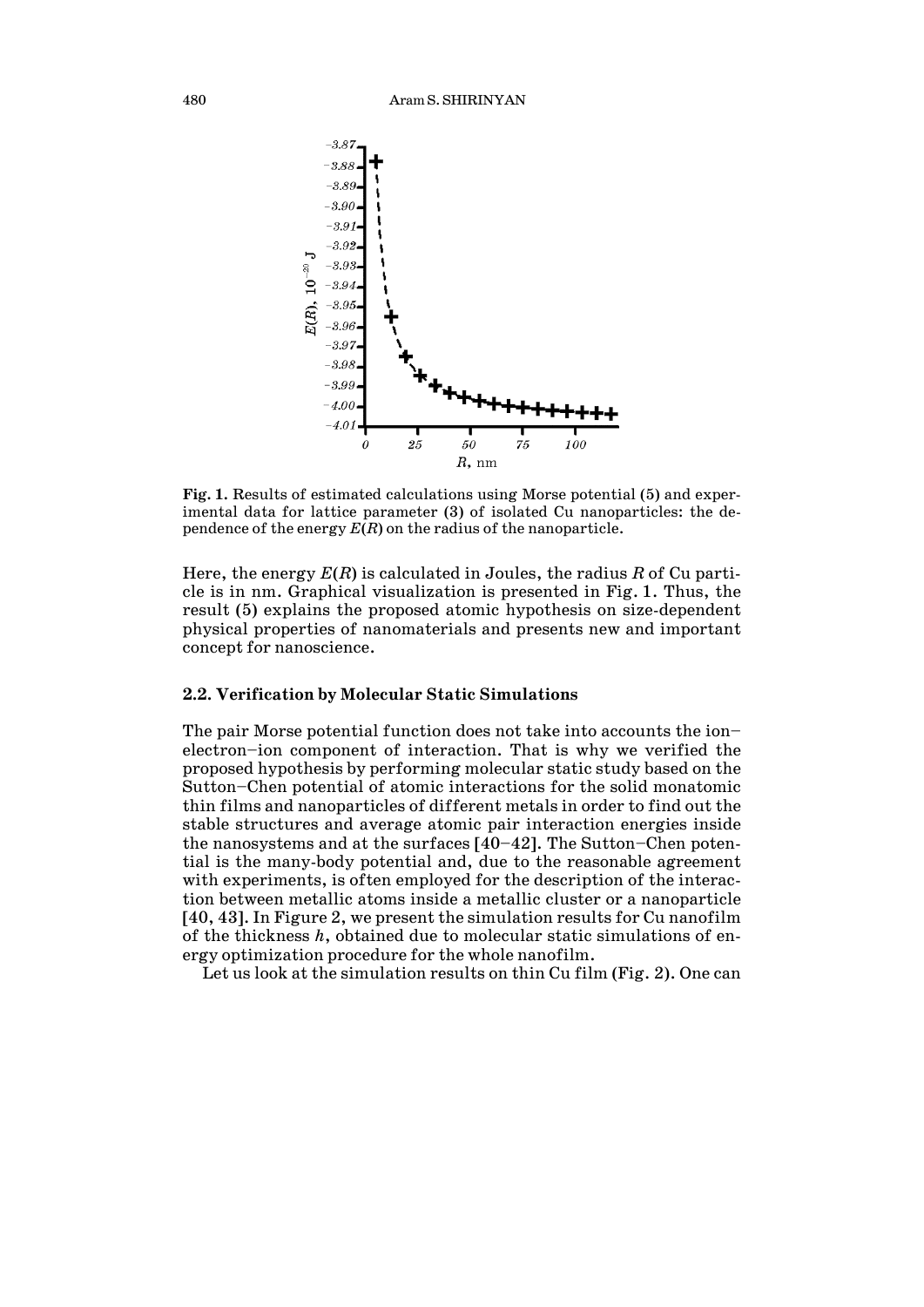**Fig. 1.** Results of estimated calculations using Morse potential (5) and experimental data for lattice parameter (3) of isolated Cu nanoparticles: the dependence of the energy $E(R)$ on the radius of the nanoparticle.

Here, the energy $E(R)$ is calculated in Joules, the radius $R$ of Cu particle is in nm. Graphical visualization is presented in Fig. 1. Thus, the result (5) explains the proposed atomic hypothesis on size-dependent physical properties of nanomaterials and presents new and important concept for nanoscience.

### 2.2. Verification by Molecular Static Simulations

The pair Morse potential function does not take into accounts the ion–electron–ion component of interaction. That is why we verified the proposed hypothesis by performing molecular static study based on the Sutton–Chen potential of atomic interactions for the solid monatomic thin films and nanoparticles of different metals in order to find out the stable structures and average atomic pair interaction energies inside the nanosystems and at the surfaces [40–42]. The Sutton–Chen potential is the many-body potential and, due to the reasonable agreement with experiments, is often employed for the description of the interaction between metallic atoms inside a metallic cluster or a nanoparticle [40, 43]. In Figure 2, we present the simulation results for Cu nanofilm of the thickness $h$, obtained due to molecular static simulations of energy optimization procedure for the whole nanofilm.

Let us look at the simulation results on thin Cu film (Fig. 2). One can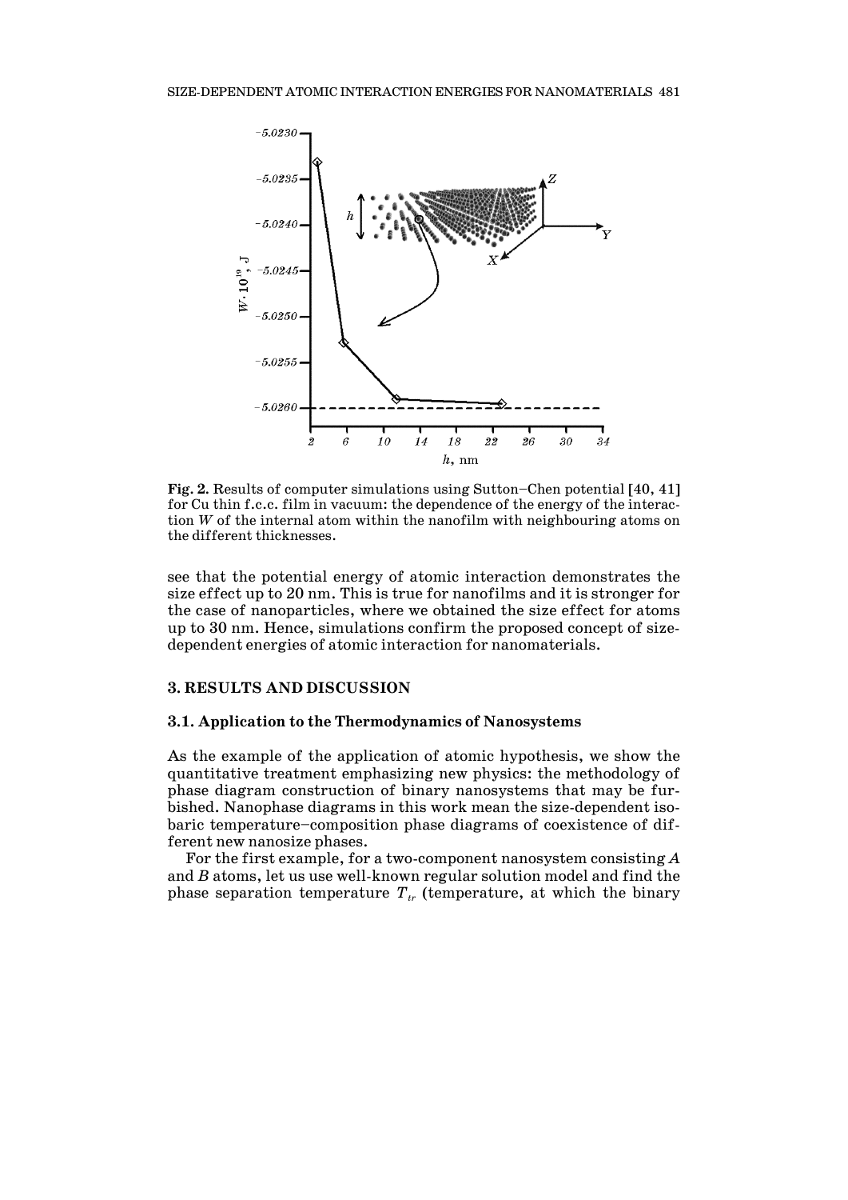**Fig. 2.** Results of computer simulations using Sutton–Chen potential [40, 41] for Cu thin f.c.c. film in vacuum: the dependence of the energy of the interaction $W$ of the internal atom within the nanofilm with neighbouring atoms on the different thicknesses.

see that the potential energy of atomic interaction demonstrates the size effect up to 20 nm. This is true for nanofilms and it is stronger for the case of nanoparticles, where we obtained the size effect for atoms up to 30 nm. Hence, simulations confirm the proposed concept of size-dependent energies of atomic interaction for nanomaterials.

## 3. RESULTS AND DISCUSSION

### 3.1. Application to the Thermodynamics of Nanosystems

As the example of the application of atomic hypothesis, we show the quantitative treatment emphasizing new physics: the methodology of phase diagram construction of binary nanosystems that may be furbished. Nanophase diagrams in this work mean the size-dependent isobaric temperature–composition phase diagrams of coexistence of different new nanosize phases.

For the first example, for a two-component nanosystem consisting $A$ and $B$ atoms, let us use well-known regular solution model and find the phase separation temperature $T_{tr}$ (temperature, at which the binary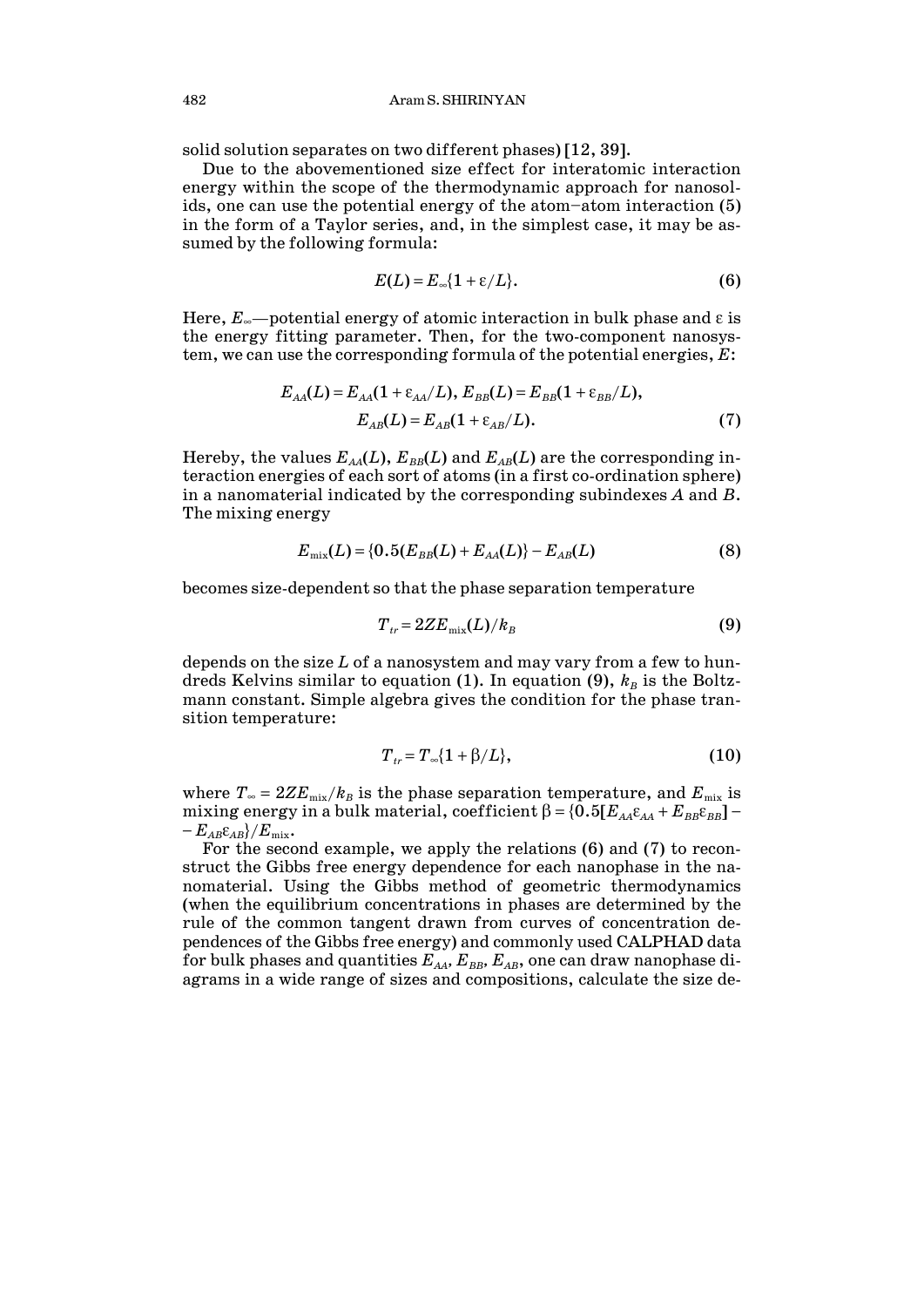solid solution separates on two different phases) [12, 39].

Due to the abovementioned size effect for interatomic interaction energy within the scope of the thermodynamic approach for nanosolids, one can use the potential energy of the atom–atom interaction (5) in the form of a Taylor series, and, in the simplest case, it may be assumed by the following formula:

$$E(L) = E_{\infty}\{1 + \varepsilon/L\}. \tag{6}$$

Here, $E_{\infty}$—potential energy of atomic interaction in bulk phase and $\varepsilon$ is the energy fitting parameter. Then, for the two-component nanosystem, we can use the corresponding formula of the potential energies, $E$:

$$E_{AA}(L) = E_{AA}(1 + \varepsilon_{AA}/L),\ E_{BB}(L) = E_{BB}(1 + \varepsilon_{BB}/L),$$
$$E_{AB}(L) = E_{AB}(1 + \varepsilon_{AB}/L). \tag{7}$$

Hereby, the values $E_{AA}(L)$, $E_{BB}(L)$ and $E_{AB}(L)$ are the corresponding interaction energies of each sort of atoms (in a first co-ordination sphere) in a nanomaterial indicated by the corresponding subindexes $A$ and $B$. The mixing energy

$$E_{\text{mix}}(L) = \{0.5(E_{BB}(L) + E_{AA}(L)\} - E_{AB}(L) \tag{8}$$

becomes size-dependent so that the phase separation temperature

$$T_{tr} = 2ZE_{\text{mix}}(L)/k_B \tag{9}$$

depends on the size $L$ of a nanosystem and may vary from a few to hundreds Kelvins similar to equation (1). In equation (9), $k_B$ is the Boltzmann constant. Simple algebra gives the condition for the phase transition temperature:

$$T_{tr} = T_{\infty}\{1 + \beta/L\}, \tag{10}$$

where $T_{\infty} = 2ZE_{\text{mix}}/k_B$ is the phase separation temperature, and $E_{\text{mix}}$ is mixing energy in a bulk material, coefficient $\beta = \{0.5[E_{AA}\varepsilon_{AA} + E_{BB}\varepsilon_{BB}] - E_{AB}\varepsilon_{AB}\}/E_{\text{mix}}$.

For the second example, we apply the relations (6) and (7) to reconstruct the Gibbs free energy dependence for each nanophase in the nanomaterial. Using the Gibbs method of geometric thermodynamics (when the equilibrium concentrations in phases are determined by the rule of the common tangent drawn from curves of concentration dependences of the Gibbs free energy) and commonly used CALPHAD data for bulk phases and quantities $E_{AA}$, $E_{BB}$, $E_{AB}$, one can draw nanophase diagrams in a wide range of sizes and compositions, calculate the size de-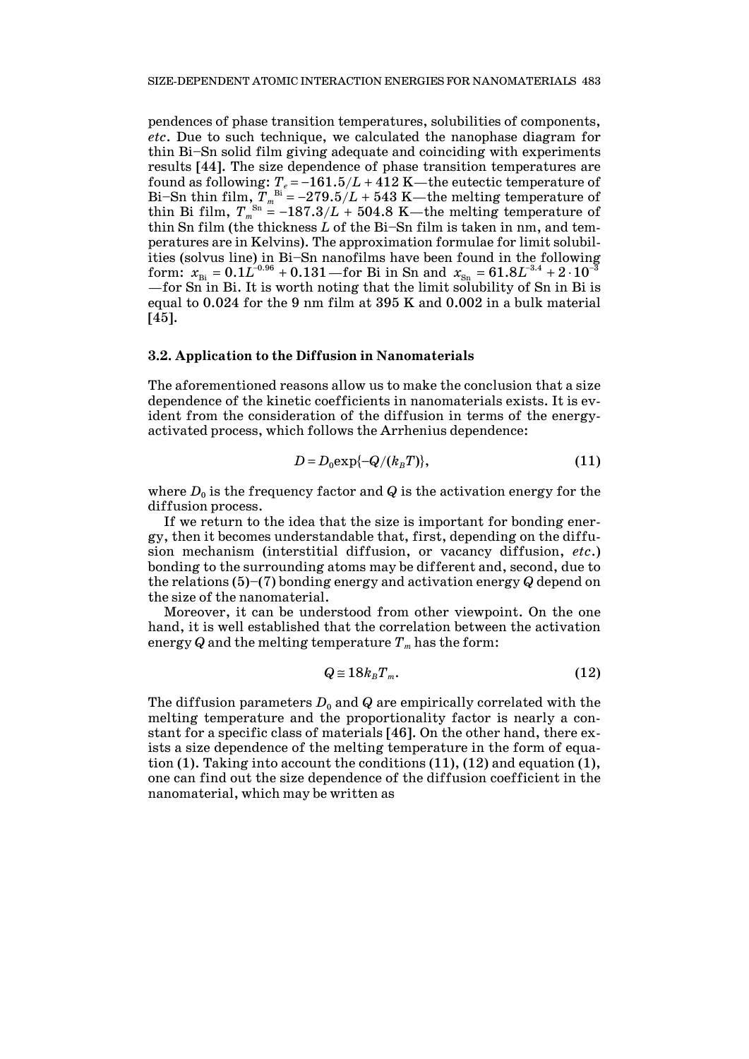pendences of phase transition temperatures, solubilities of components, *etc*. Due to such technique, we calculated the nanophase diagram for thin Bi–Sn solid film giving adequate and coinciding with experiments results [44]. The size dependence of phase transition temperatures are found as following: $T_e = -161.5/L + 412$ K—the eutectic temperature of Bi–Sn thin film, $T_m^{\text{Bi}} = -279.5/L + 543$ K—the melting temperature of thin Bi film, $T_m^{\text{Sn}} = -187.3/L + 504.8$ K—the melting temperature of thin Sn film (the thickness $L$ of the Bi–Sn film is taken in nm, and temperatures are in Kelvins). The approximation formulae for limit solubilities (solvus line) in Bi–Sn nanofilms have been found in the following form: $x_{\text{Bi}} = 0.1L^{-0.96} + 0.131$—for Bi in Sn and $x_{\text{Sn}} = 61.8L^{-3.4} + 2\cdot 10^{-3}$—for Sn in Bi. It is worth noting that the limit solubility of Sn in Bi is equal to 0.024 for the 9 nm film at 395 K and 0.002 in a bulk material [45].

### 3.2. Application to the Diffusion in Nanomaterials

The aforementioned reasons allow us to make the conclusion that a size dependence of the kinetic coefficients in nanomaterials exists. It is evident from the consideration of the diffusion in terms of the energy-activated process, which follows the Arrhenius dependence:

$$D = D_0 \exp\{-Q/(k_B T)\}, \tag{11}$$

where $D_0$ is the frequency factor and $Q$ is the activation energy for the diffusion process.

If we return to the idea that the size is important for bonding energy, then it becomes understandable that, first, depending on the diffusion mechanism (interstitial diffusion, or vacancy diffusion, *etc*.) bonding to the surrounding atoms may be different and, second, due to the relations (5)–(7) bonding energy and activation energy $Q$ depend on the size of the nanomaterial.

Moreover, it can be understood from other viewpoint. On the one hand, it is well established that the correlation between the activation energy $Q$ and the melting temperature $T_m$ has the form:

$$Q \cong 18 k_B T_m. \tag{12}$$

The diffusion parameters $D_0$ and $Q$ are empirically correlated with the melting temperature and the proportionality factor is nearly a constant for a specific class of materials [46]. On the other hand, there exists a size dependence of the melting temperature in the form of equation (1). Taking into account the conditions (11), (12) and equation (1), one can find out the size dependence of the diffusion coefficient in the nanomaterial, which may be written as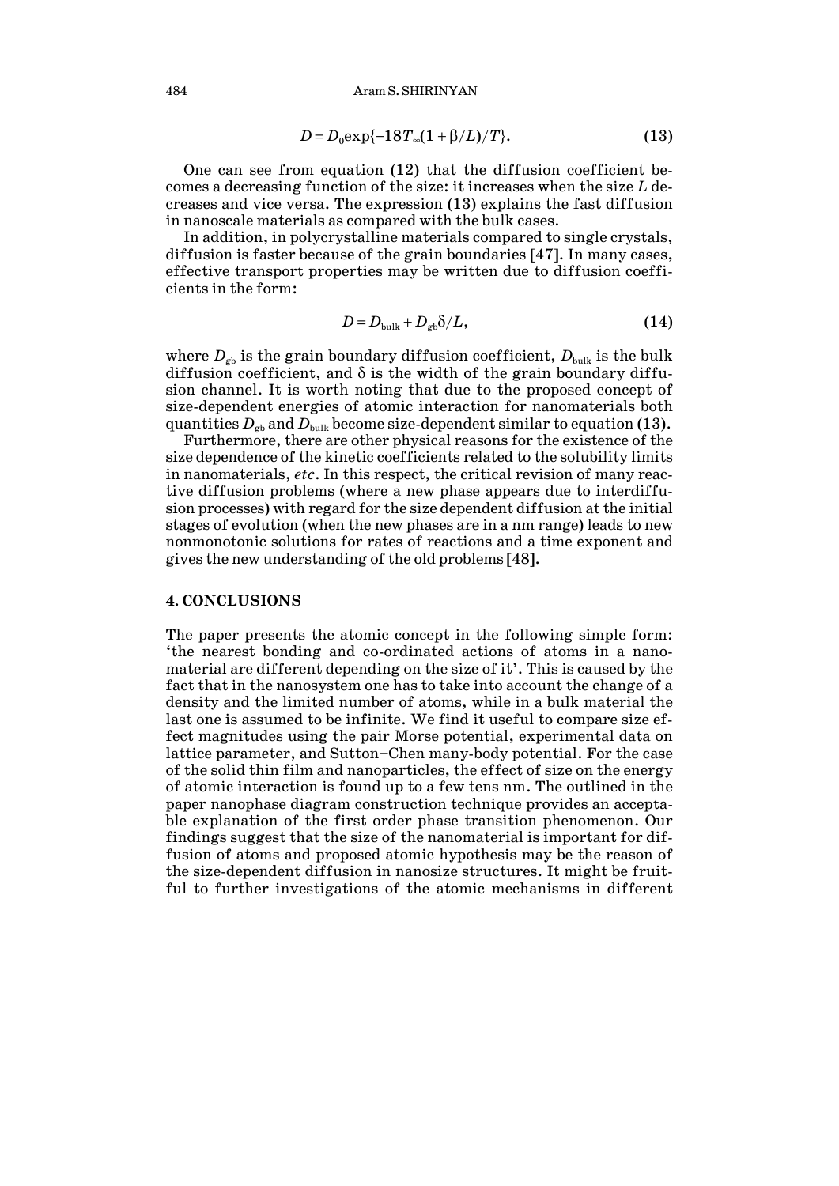$$D = D_0 \exp\{-18T_\infty(1 + \beta/L)/T\}. \tag{13}$$

One can see from equation (12) that the diffusion coefficient becomes a decreasing function of the size: it increases when the size $L$ decreases and vice versa. The expression (13) explains the fast diffusion in nanoscale materials as compared with the bulk cases.

In addition, in polycrystalline materials compared to single crystals, diffusion is faster because of the grain boundaries [47]. In many cases, effective transport properties may be written due to diffusion coefficients in the form:

$$D = D_{\text{bulk}} + D_{\text{gb}}\delta/L, \tag{14}$$

where $D_{\text{gb}}$ is the grain boundary diffusion coefficient, $D_{\text{bulk}}$ is the bulk diffusion coefficient, and $\delta$ is the width of the grain boundary diffusion channel. It is worth noting that due to the proposed concept of size-dependent energies of atomic interaction for nanomaterials both quantities $D_{\text{gb}}$ and $D_{\text{bulk}}$ become size-dependent similar to equation (13).

Furthermore, there are other physical reasons for the existence of the size dependence of the kinetic coefficients related to the solubility limits in nanomaterials, *etc*. In this respect, the critical revision of many reactive diffusion problems (where a new phase appears due to interdiffusion processes) with regard for the size dependent diffusion at the initial stages of evolution (when the new phases are in a nm range) leads to new nonmonotonic solutions for rates of reactions and a time exponent and gives the new understanding of the old problems [48].

## 4. CONCLUSIONS

The paper presents the atomic concept in the following simple form: 'the nearest bonding and co-ordinated actions of atoms in a nanomaterial are different depending on the size of it'. This is caused by the fact that in the nanosystem one has to take into account the change of a density and the limited number of atoms, while in a bulk material the last one is assumed to be infinite. We find it useful to compare size effect magnitudes using the pair Morse potential, experimental data on lattice parameter, and Sutton–Chen many-body potential. For the case of the solid thin film and nanoparticles, the effect of size on the energy of atomic interaction is found up to a few tens nm. The outlined in the paper nanophase diagram construction technique provides an acceptable explanation of the first order phase transition phenomenon. Our findings suggest that the size of the nanomaterial is important for diffusion of atoms and proposed atomic hypothesis may be the reason of the size-dependent diffusion in nanosize structures. It might be fruitful to further investigations of the atomic mechanisms in different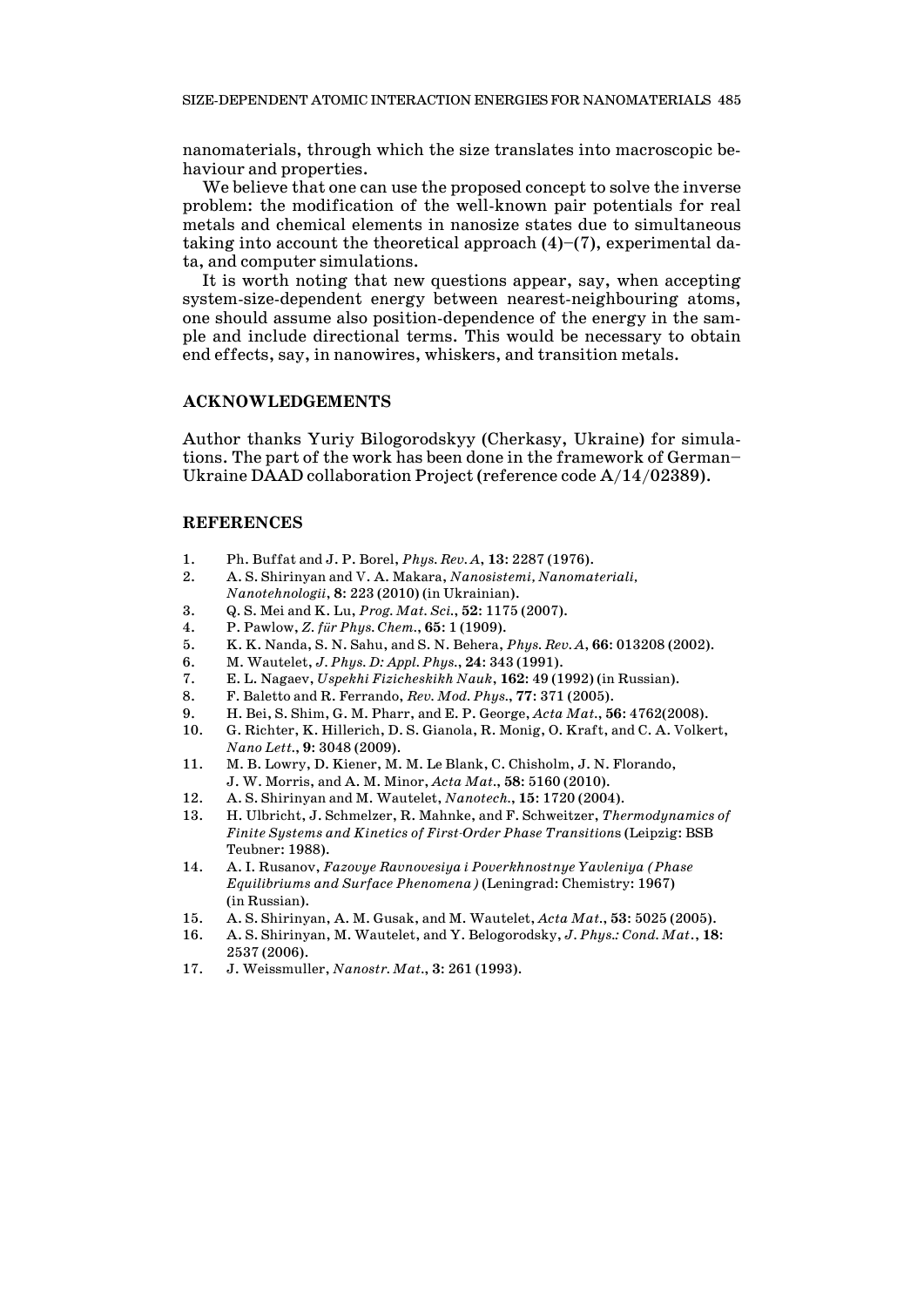nanomaterials, through which the size translates into macroscopic behaviour and properties.

We believe that one can use the proposed concept to solve the inverse problem: the modification of the well-known pair potentials for real metals and chemical elements in nanosize states due to simultaneous taking into account the theoretical approach (4)–(7), experimental data, and computer simulations.

It is worth noting that new questions appear, say, when accepting system-size-dependent energy between nearest-neighbouring atoms, one should assume also position-dependence of the energy in the sample and include directional terms. This would be necessary to obtain end effects, say, in nanowires, whiskers, and transition metals.

## ACKNOWLEDGEMENTS

Author thanks Yuriy Bilogorodskyy (Cherkasy, Ukraine) for simulations. The part of the work has been done in the framework of German–Ukraine DAAD collaboration Project (reference code A/14/02389).

## REFERENCES

1. Ph. Buffat and J. P. Borel, *Phys. Rev. A*, **13**: 2287 (1976).
2. A. S. Shirinyan and V. A. Makara, *Nanosistemi, Nanomateriali, Nanotehnologii*, **8**: 223 (2010) (in Ukrainian).
3. Q. S. Mei and K. Lu, *Prog. Mat. Sci.*, **52**: 1175 (2007).
4. P. Pawlow, *Z. für Phys. Chem.*, **65**: 1 (1909).
5. K. K. Nanda, S. N. Sahu, and S. N. Behera, *Phys. Rev. A*, **66**: 013208 (2002).
6. M. Wautelet, *J. Phys. D: Appl. Phys.*, **24**: 343 (1991).
7. E. L. Nagaev, *Uspekhi Fizicheskikh Nauk*, **162**: 49 (1992) (in Russian).
8. F. Baletto and R. Ferrando, *Rev. Mod. Phys.*, **77**: 371 (2005).
9. H. Bei, S. Shim, G. M. Pharr, and E. P. George, *Acta Mat.*, **56**: 4762(2008).
10. G. Richter, K. Hillerich, D. S. Gianola, R. Monig, O. Kraft, and C. A. Volkert, *Nano Lett.*, **9**: 3048 (2009).
11. M. B. Lowry, D. Kiener, M. M. Le Blank, C. Chisholm, J. N. Florando, J. W. Morris, and A. M. Minor, *Acta Mat.*, **58**: 5160 (2010).
12. A. S. Shirinyan and M. Wautelet, *Nanotech.*, **15**: 1720 (2004).
13. H. Ulbricht, J. Schmelzer, R. Mahnke, and F. Schweitzer, *Thermodynamics of Finite Systems and Kinetics of First-Order Phase Transitions* (Leipzig: BSB Teubner: 1988).
14. A. I. Rusanov, *Fazovye Ravnovesiya i Poverkhnostnye Yavleniya (Phase Equilibriums and Surface Phenomena)* (Leningrad: Chemistry: 1967) (in Russian).
15. A. S. Shirinyan, A. M. Gusak, and M. Wautelet, *Acta Mat.*, **53**: 5025 (2005).
16. A. S. Shirinyan, M. Wautelet, and Y. Belogorodsky, *J. Phys.: Cond. Mat.*, **18**: 2537 (2006).
17. J. Weissmuller, *Nanostr. Mat.*, **3**: 261 (1993).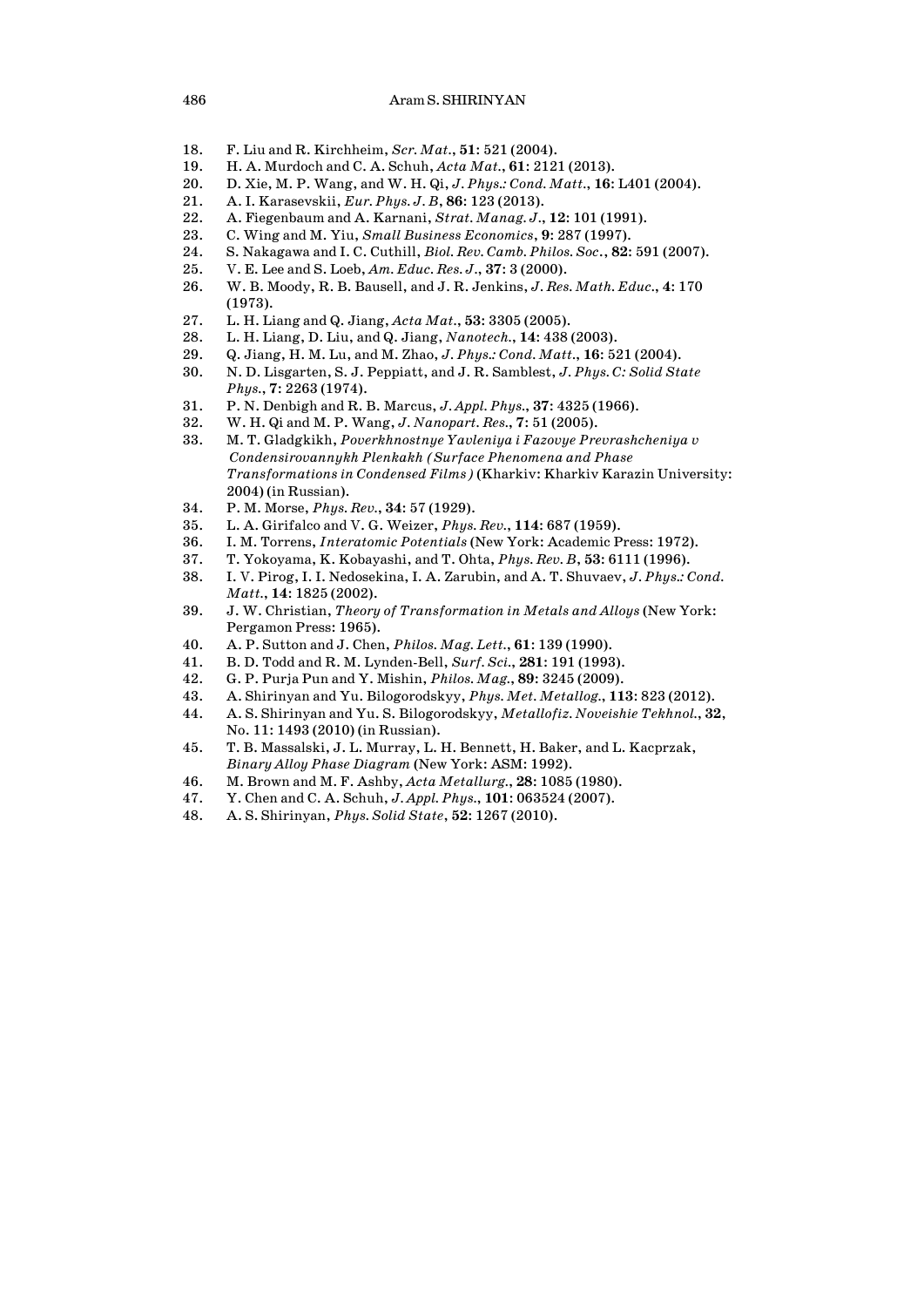18. F. Liu and R. Kirchheim, *Scr. Mat.*, **51**: 521 (2004).
19. H. A. Murdoch and C. A. Schuh, *Acta Mat.*, **61**: 2121 (2013).
20. D. Xie, M. P. Wang, and W. H. Qi, *J. Phys.: Cond. Matt.*, **16**: L401 (2004).
21. A. I. Karasevskii, *Eur. Phys. J. B*, **86**: 123 (2013).
22. A. Fiegenbaum and A. Karnani, *Strat. Manag. J.*, **12**: 101 (1991).
23. C. Wing and M. Yiu, *Small Business Economics*, **9**: 287 (1997).
24. S. Nakagawa and I. C. Cuthill, *Biol. Rev. Camb. Philos. Soc.*, **82**: 591 (2007).
25. V. E. Lee and S. Loeb, *Am. Educ. Res. J.*, **37**: 3 (2000).
26. W. B. Moody, R. B. Bausell, and J. R. Jenkins, *J. Res. Math. Educ.*, **4**: 170 (1973).
27. L. H. Liang and Q. Jiang, *Acta Mat.*, **53**: 3305 (2005).
28. L. H. Liang, D. Liu, and Q. Jiang, *Nanotech.*, **14**: 438 (2003).
29. Q. Jiang, H. M. Lu, and M. Zhao, *J. Phys.: Cond. Matt.*, **16**: 521 (2004).
30. N. D. Lisgarten, S. J. Peppiatt, and J. R. Samblest, *J. Phys. C: Solid State Phys.*, **7**: 2263 (1974).
31. P. N. Denbigh and R. B. Marcus, *J. Appl. Phys.*, **37**: 4325 (1966).
32. W. H. Qi and M. P. Wang, *J. Nanopart. Res.*, **7**: 51 (2005).
33. M. T. Gladgkikh, *Poverkhnostnye Yavleniya i Fazovye Prevrashcheniya v Condensirovannykh Plenkakh (Surface Phenomena and Phase Transformations in Condensed Films)* (Kharkiv: Kharkiv Karazin University: 2004) (in Russian).
34. P. M. Morse, *Phys. Rev.*, **34**: 57 (1929).
35. L. A. Girifalco and V. G. Weizer, *Phys. Rev.*, **114**: 687 (1959).
36. I. M. Torrens, *Interatomic Potentials* (New York: Academic Press: 1972).
37. T. Yokoyama, K. Kobayashi, and T. Ohta, *Phys. Rev. B*, **53**: 6111 (1996).
38. I. V. Pirog, I. I. Nedosekina, I. A. Zarubin, and A. T. Shuvaev, *J. Phys.: Cond. Matt.*, **14**: 1825 (2002).
39. J. W. Christian, *Theory of Transformation in Metals and Alloys* (New York: Pergamon Press: 1965).
40. A. P. Sutton and J. Chen, *Philos. Mag. Lett.*, **61**: 139 (1990).
41. B. D. Todd and R. M. Lynden-Bell, *Surf. Sci.*, **281**: 191 (1993).
42. G. P. Purja Pun and Y. Mishin, *Philos. Mag.*, **89**: 3245 (2009).
43. A. Shirinyan and Yu. Bilogorodskyy, *Phys. Met. Metallog.*, **113**: 823 (2012).
44. A. S. Shirinyan and Yu. S. Bilogorodskyy, *Metallofiz. Noveishie Tekhnol.*, **32**, No. 11: 1493 (2010) (in Russian).
45. T. B. Massalski, J. L. Murray, L. H. Bennett, H. Baker, and L. Kacprzak, *Binary Alloy Phase Diagram* (New York: ASM: 1992).
46. M. Brown and M. F. Ashby, *Acta Metallurg.*, **28**: 1085 (1980).
47. Y. Chen and C. A. Schuh, *J. Appl. Phys.*, **101**: 063524 (2007).
48. A. S. Shirinyan, *Phys. Solid State*, **52**: 1267 (2010).